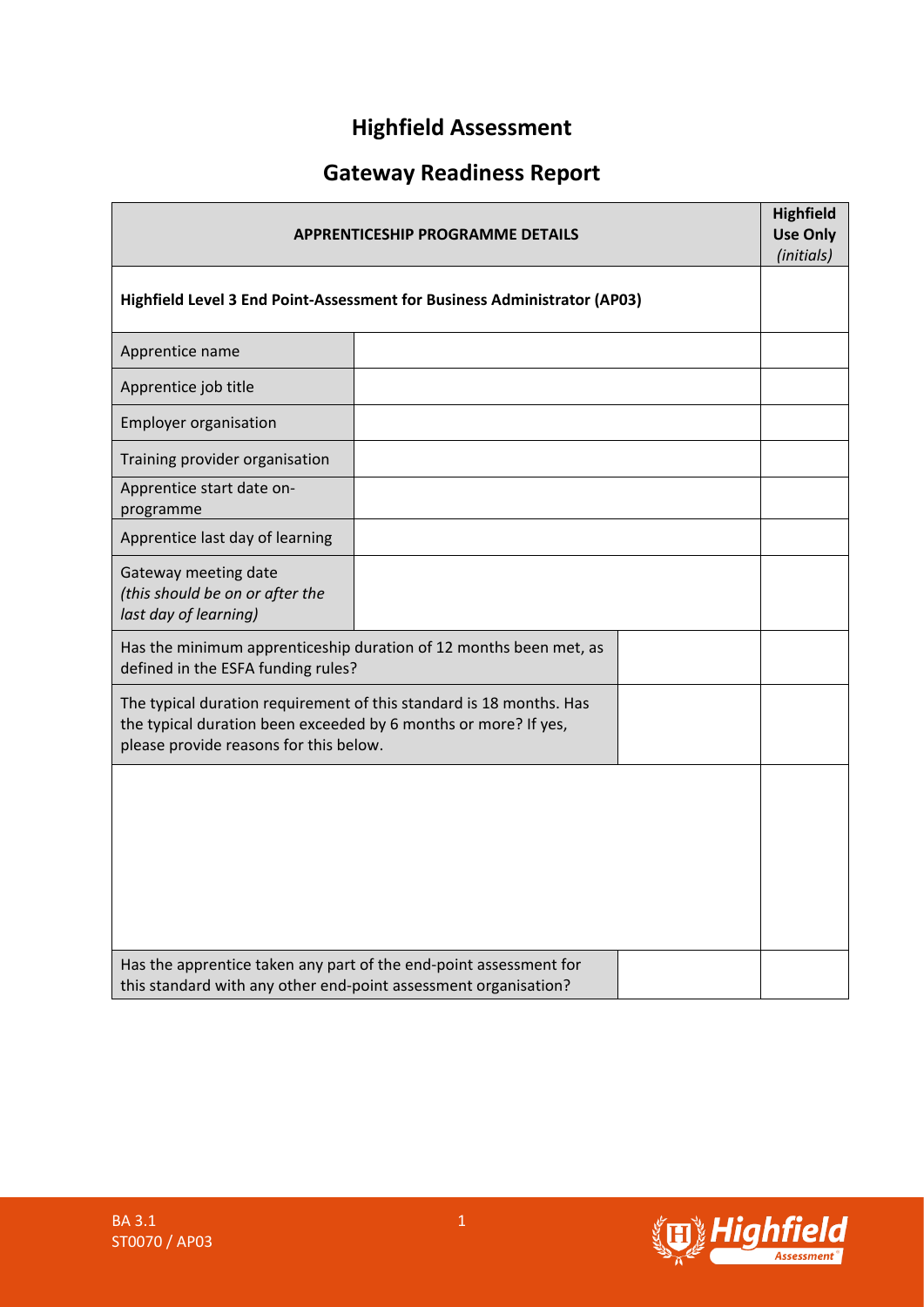# Highfield Assessment

## Gateway Readiness Report

| APPRENTICESHIP PROGRAMME DETAILS | | | Highfield Use Only *(initials)* |
|---|---|---|---|
| **Highfield Level 3 End Point-Assessment for Business Administrator (AP03)** | | | |
| Apprentice name | | | |
| Apprentice job title | | | |
| Employer organisation | | | |
| Training provider organisation | | | |
| Apprentice start date on-programme | | | |
| Apprentice last day of learning | | | |
| Gateway meeting date *(this should be on or after the last day of learning)* | | | |
| Has the minimum apprenticeship duration of 12 months been met, as defined in the ESFA funding rules? | | | |
| The typical duration requirement of this standard is 18 months. Has the typical duration been exceeded by 6 months or more? If yes, please provide reasons for this below. | | | |
| | | | |
| Has the apprentice taken any part of the end-point assessment for this standard with any other end-point assessment organisation? | | | |

BA 3.1
ST0070 / AP03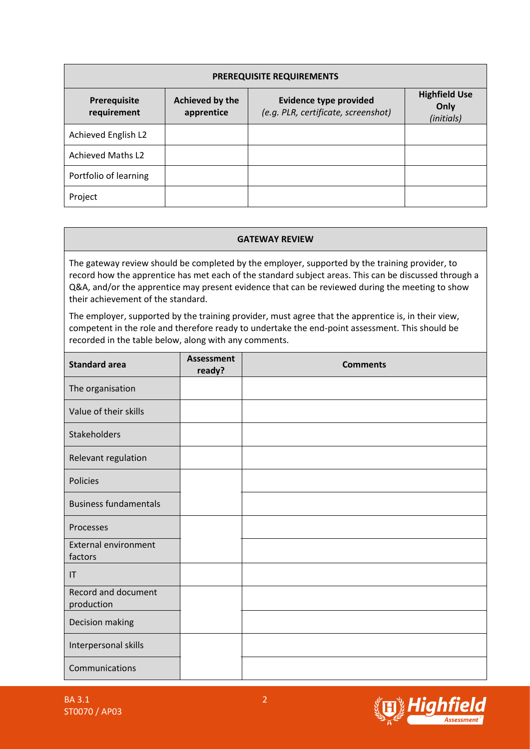| PREREQUISITE REQUIREMENTS | | | |
|---|---|---|---|
| **Prerequisite requirement** | **Achieved by the apprentice** | **Evidence type provided** *(e.g. PLR, certificate, screenshot)* | **Highfield Use Only** *(initials)* |
| Achieved English L2 | | | |
| Achieved Maths L2 | | | |
| Portfolio of learning | | | |
| Project | | | |

**GATEWAY REVIEW**

The gateway review should be completed by the employer, supported by the training provider, to record how the apprentice has met each of the standard subject areas. This can be discussed through a Q&A, and/or the apprentice may present evidence that can be reviewed during the meeting to show their achievement of the standard.

The employer, supported by the training provider, must agree that the apprentice is, in their view, competent in the role and therefore ready to undertake the end-point assessment. This should be recorded in the table below, along with any comments.

| Standard area | Assessment ready? | Comments |
|---|---|---|
| The organisation | | |
| Value of their skills | | |
| Stakeholders | | |
| Relevant regulation | | |
| Policies | | |
| Business fundamentals | | |
| Processes | | |
| External environment factors | | |
| IT | | |
| Record and document production | | |
| Decision making | | |
| Interpersonal skills | | |
| Communications | | |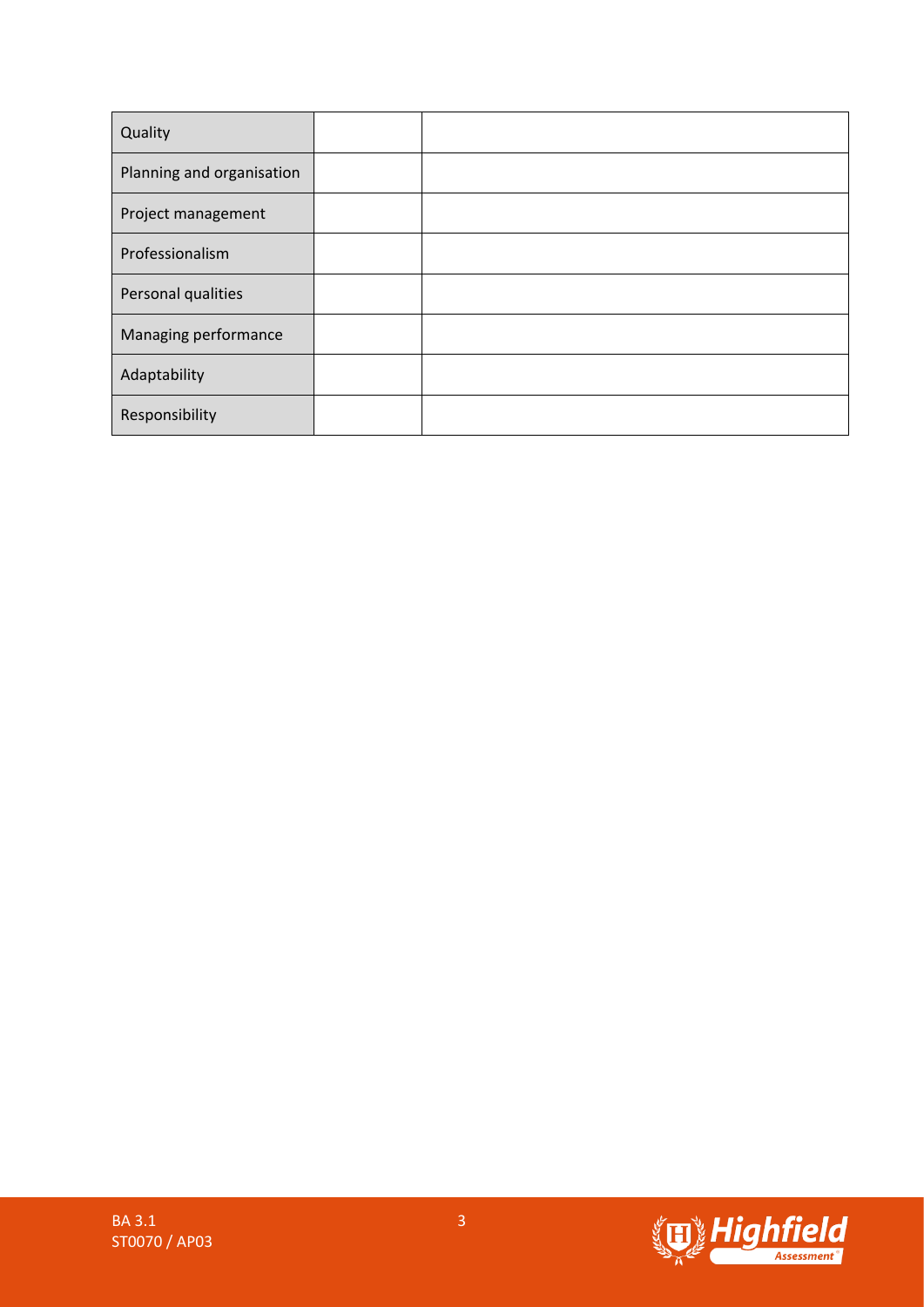| | | |
|---|---|---|
| Quality | | |
| Planning and organisation | | |
| Project management | | |
| Professionalism | | |
| Personal qualities | | |
| Managing performance | | |
| Adaptability | | |
| Responsibility | | |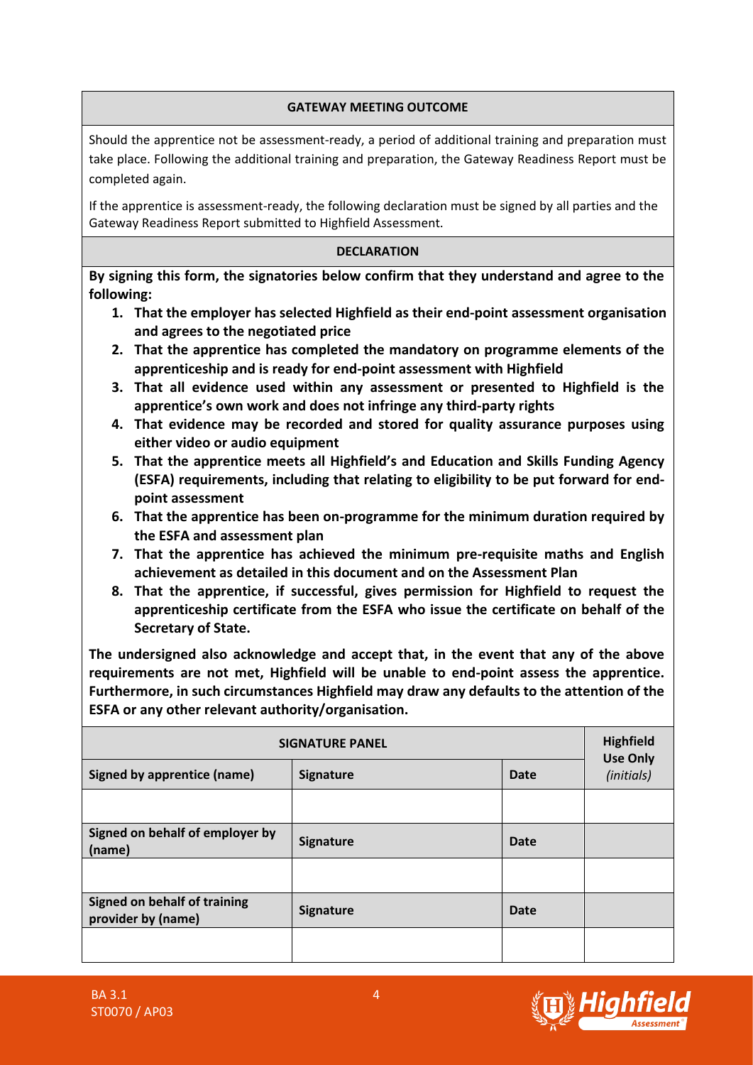## GATEWAY MEETING OUTCOME

Should the apprentice not be assessment-ready, a period of additional training and preparation must take place. Following the additional training and preparation, the Gateway Readiness Report must be completed again.

If the apprentice is assessment-ready, the following declaration must be signed by all parties and the Gateway Readiness Report submitted to Highfield Assessment.

## DECLARATION

**By signing this form, the signatories below confirm that they understand and agree to the following:**

1. **That the employer has selected Highfield as their end-point assessment organisation and agrees to the negotiated price**
2. **That the apprentice has completed the mandatory on programme elements of the apprenticeship and is ready for end-point assessment with Highfield**
3. **That all evidence used within any assessment or presented to Highfield is the apprentice's own work and does not infringe any third-party rights**
4. **That evidence may be recorded and stored for quality assurance purposes using either video or audio equipment**
5. **That the apprentice meets all Highfield's and Education and Skills Funding Agency (ESFA) requirements, including that relating to eligibility to be put forward for end-point assessment**
6. **That the apprentice has been on-programme for the minimum duration required by the ESFA and assessment plan**
7. **That the apprentice has achieved the minimum pre-requisite maths and English achievement as detailed in this document and on the Assessment Plan**
8. **That the apprentice, if successful, gives permission for Highfield to request the apprenticeship certificate from the ESFA who issue the certificate on behalf of the Secretary of State.**

**The undersigned also acknowledge and accept that, in the event that any of the above requirements are not met, Highfield will be unable to end-point assess the apprentice. Furthermore, in such circumstances Highfield may draw any defaults to the attention of the ESFA or any other relevant authority/organisation.**

| SIGNATURE PANEL | | | Highfield Use Only *(initials)* |
|---|---|---|---|
| **Signed by apprentice (name)** | **Signature** | **Date** | |
| | | | |
| **Signed on behalf of employer by (name)** | **Signature** | **Date** | |
| | | | |
| **Signed on behalf of training provider by (name)** | **Signature** | **Date** | |
| | | | |

BA 3.1
ST0070 / AP03